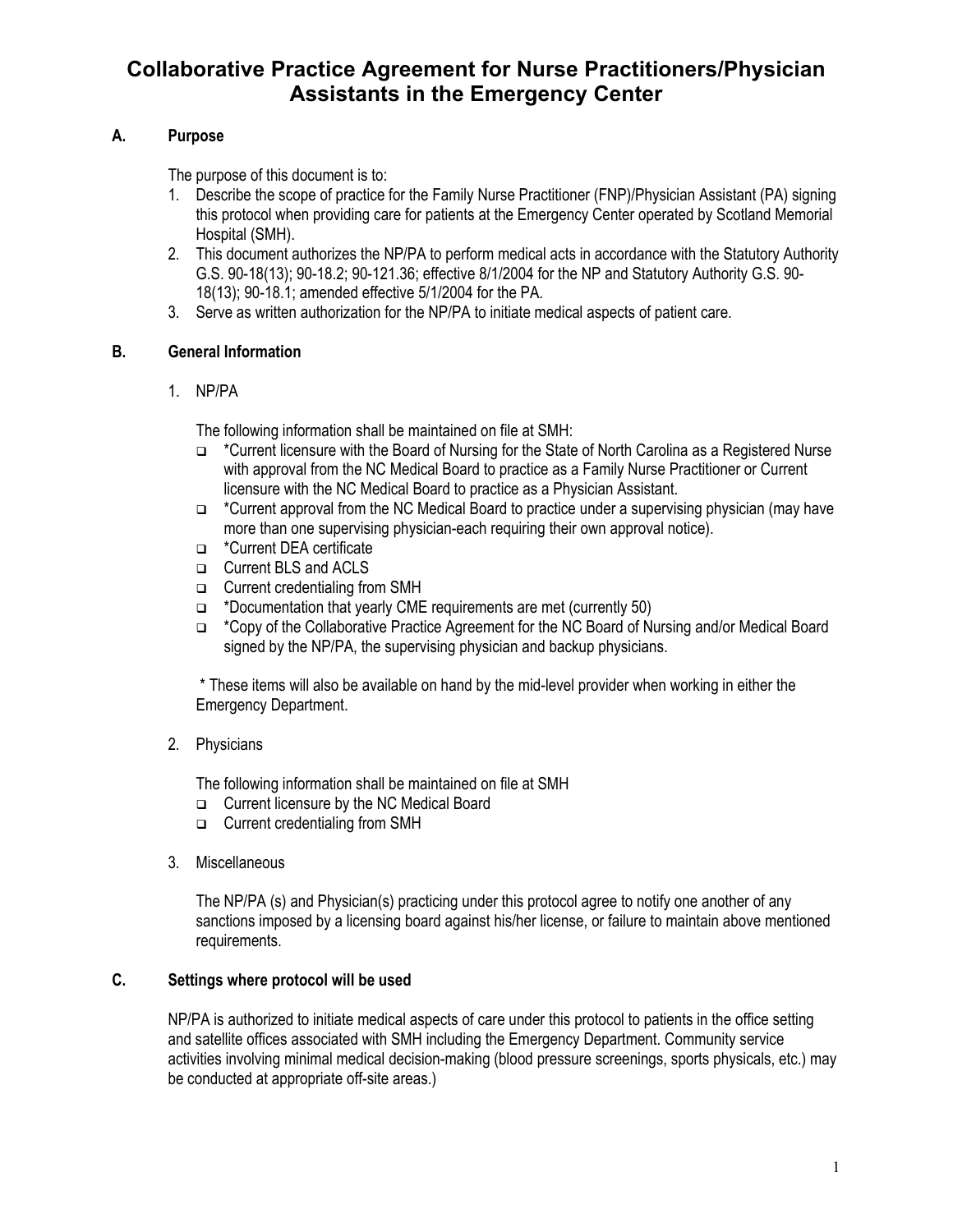# Collaborative Practice Agreement for Nurse Practitioners/Physician Assistants in the Emergency Center

## A. Purpose

The purpose of this document is to:

1. Describe the scope of practice for the Family Nurse Practitioner (FNP)/Physician Assistant (PA) signing this protocol when providing care for patients at the Emergency Center operated by Scotland Memorial Hospital (SMH).
2. This document authorizes the NP/PA to perform medical acts in accordance with the Statutory Authority G.S. 90-18(13); 90-18.2; 90-121.36; effective 8/1/2004 for the NP and Statutory Authority G.S. 90-18(13); 90-18.1; amended effective 5/1/2004 for the PA.
3. Serve as written authorization for the NP/PA to initiate medical aspects of patient care.

## B. General Information

1. NP/PA

   The following information shall be maintained on file at SMH:

   - *Current licensure with the Board of Nursing for the State of North Carolina as a Registered Nurse with approval from the NC Medical Board to practice as a Family Nurse Practitioner or Current licensure with the NC Medical Board to practice as a Physician Assistant.
   - *Current approval from the NC Medical Board to practice under a supervising physician (may have more than one supervising physician-each requiring their own approval notice).
   - *Current DEA certificate
   - Current BLS and ACLS
   - Current credentialing from SMH
   - *Documentation that yearly CME requirements are met (currently 50)
   - *Copy of the Collaborative Practice Agreement for the NC Board of Nursing and/or Medical Board signed by the NP/PA, the supervising physician and backup physicians.

   \* These items will also be available on hand by the mid-level provider when working in either the Emergency Department.

2. Physicians

   The following information shall be maintained on file at SMH

   - Current licensure by the NC Medical Board
   - Current credentialing from SMH

3. Miscellaneous

   The NP/PA (s) and Physician(s) practicing under this protocol agree to notify one another of any sanctions imposed by a licensing board against his/her license, or failure to maintain above mentioned requirements.

## C. Settings where protocol will be used

NP/PA is authorized to initiate medical aspects of care under this protocol to patients in the office setting and satellite offices associated with SMH including the Emergency Department. Community service activities involving minimal medical decision-making (blood pressure screenings, sports physicals, etc.) may be conducted at appropriate off-site areas.)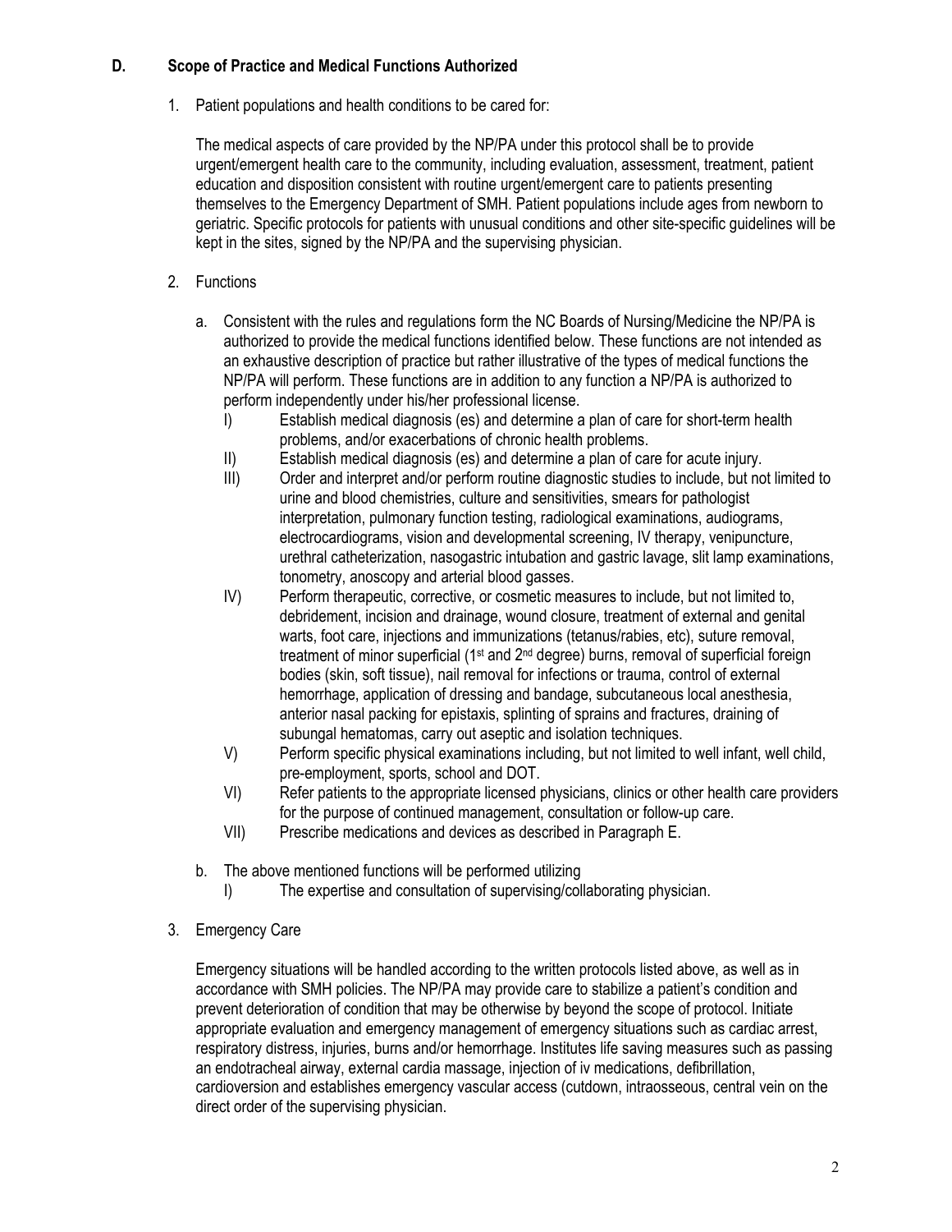## D. Scope of Practice and Medical Functions Authorized

1. Patient populations and health conditions to be cared for:

   The medical aspects of care provided by the NP/PA under this protocol shall be to provide urgent/emergent health care to the community, including evaluation, assessment, treatment, patient education and disposition consistent with routine urgent/emergent care to patients presenting themselves to the Emergency Department of SMH. Patient populations include ages from newborn to geriatric. Specific protocols for patients with unusual conditions and other site-specific guidelines will be kept in the sites, signed by the NP/PA and the supervising physician.

2. Functions

   a. Consistent with the rules and regulations form the NC Boards of Nursing/Medicine the NP/PA is authorized to provide the medical functions identified below. These functions are not intended as an exhaustive description of practice but rather illustrative of the types of medical functions the NP/PA will perform. These functions are in addition to any function a NP/PA is authorized to perform independently under his/her professional license.

      I) Establish medical diagnosis (es) and determine a plan of care for short-term health problems, and/or exacerbations of chronic health problems.

      II) Establish medical diagnosis (es) and determine a plan of care for acute injury.

      III) Order and interpret and/or perform routine diagnostic studies to include, but not limited to urine and blood chemistries, culture and sensitivities, smears for pathologist interpretation, pulmonary function testing, radiological examinations, audiograms, electrocardiograms, vision and developmental screening, IV therapy, venipuncture, urethral catheterization, nasogastric intubation and gastric lavage, slit lamp examinations, tonometry, anoscopy and arterial blood gasses.

      IV) Perform therapeutic, corrective, or cosmetic measures to include, but not limited to, debridement, incision and drainage, wound closure, treatment of external and genital warts, foot care, injections and immunizations (tetanus/rabies, etc), suture removal, treatment of minor superficial (1st and 2nd degree) burns, removal of superficial foreign bodies (skin, soft tissue), nail removal for infections or trauma, control of external hemorrhage, application of dressing and bandage, subcutaneous local anesthesia, anterior nasal packing for epistaxis, splinting of sprains and fractures, draining of subungal hematomas, carry out aseptic and isolation techniques.

      V) Perform specific physical examinations including, but not limited to well infant, well child, pre-employment, sports, school and DOT.

      VI) Refer patients to the appropriate licensed physicians, clinics or other health care providers for the purpose of continued management, consultation or follow-up care.

      VII) Prescribe medications and devices as described in Paragraph E.

   b. The above mentioned functions will be performed utilizing

      I) The expertise and consultation of supervising/collaborating physician.

3. Emergency Care

   Emergency situations will be handled according to the written protocols listed above, as well as in accordance with SMH policies. The NP/PA may provide care to stabilize a patient's condition and prevent deterioration of condition that may be otherwise by beyond the scope of protocol. Initiate appropriate evaluation and emergency management of emergency situations such as cardiac arrest, respiratory distress, injuries, burns and/or hemorrhage. Institutes life saving measures such as passing an endotracheal airway, external cardia massage, injection of iv medications, defibrillation, cardioversion and establishes emergency vascular access (cutdown, intraosseous, central vein on the direct order of the supervising physician.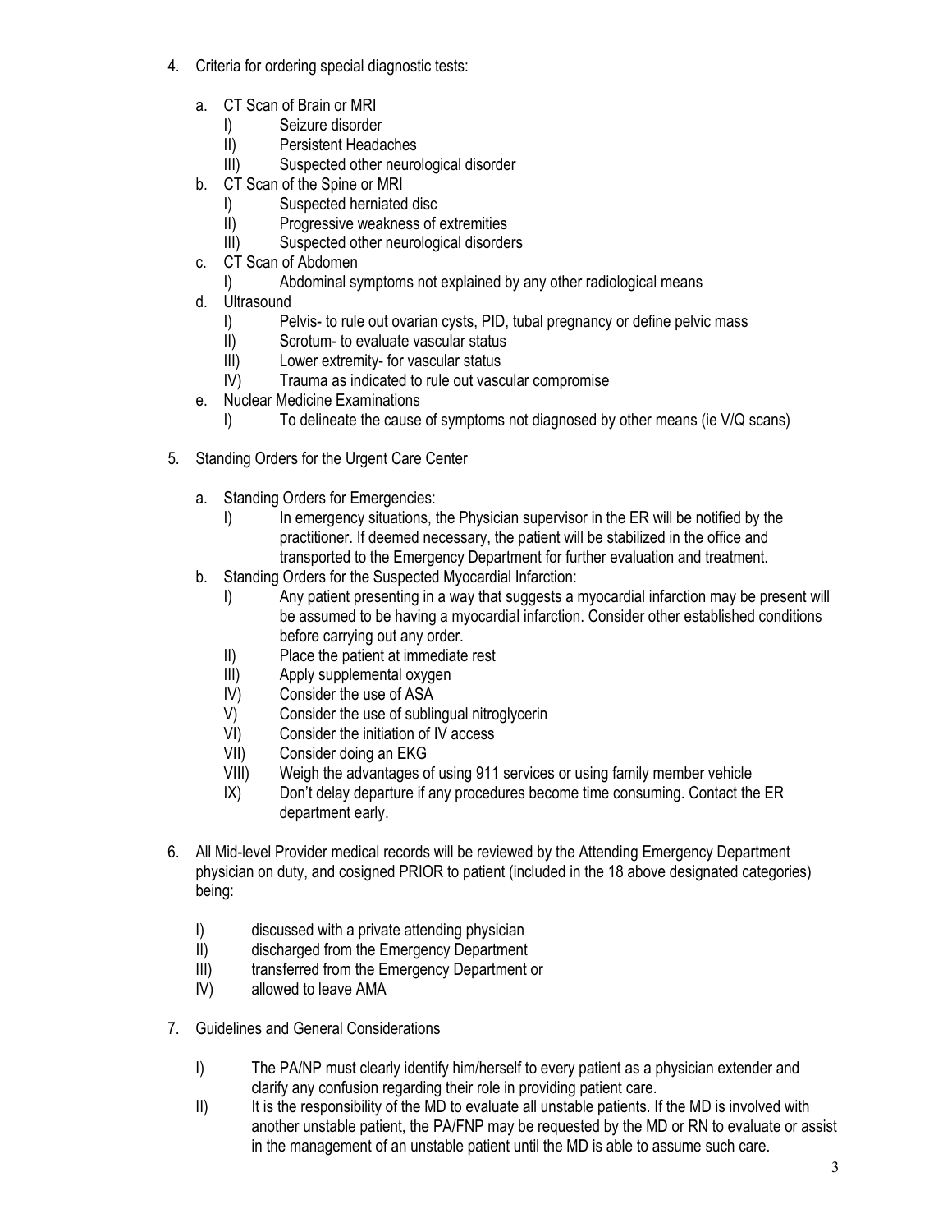4. Criteria for ordering special diagnostic tests:

    a. CT Scan of Brain or MRI
        I) Seizure disorder
        II) Persistent Headaches
        III) Suspected other neurological disorder
    b. CT Scan of the Spine or MRI
        I) Suspected herniated disc
        II) Progressive weakness of extremities
        III) Suspected other neurological disorders
    c. CT Scan of Abdomen
        I) Abdominal symptoms not explained by any other radiological means
    d. Ultrasound
        I) Pelvis- to rule out ovarian cysts, PID, tubal pregnancy or define pelvic mass
        II) Scrotum- to evaluate vascular status
        III) Lower extremity- for vascular status
        IV) Trauma as indicated to rule out vascular compromise
    e. Nuclear Medicine Examinations
        I) To delineate the cause of symptoms not diagnosed by other means (ie V/Q scans)

5. Standing Orders for the Urgent Care Center

    a. Standing Orders for Emergencies:
        I) In emergency situations, the Physician supervisor in the ER will be notified by the practitioner. If deemed necessary, the patient will be stabilized in the office and transported to the Emergency Department for further evaluation and treatment.
    b. Standing Orders for the Suspected Myocardial Infarction:
        I) Any patient presenting in a way that suggests a myocardial infarction may be present will be assumed to be having a myocardial infarction. Consider other established conditions before carrying out any order.
        II) Place the patient at immediate rest
        III) Apply supplemental oxygen
        IV) Consider the use of ASA
        V) Consider the use of sublingual nitroglycerin
        VI) Consider the initiation of IV access
        VII) Consider doing an EKG
        VIII) Weigh the advantages of using 911 services or using family member vehicle
        IX) Don't delay departure if any procedures become time consuming. Contact the ER department early.

6. All Mid-level Provider medical records will be reviewed by the Attending Emergency Department physician on duty, and cosigned PRIOR to patient (included in the 18 above designated categories) being:

    I) discussed with a private attending physician
    II) discharged from the Emergency Department
    III) transferred from the Emergency Department or
    IV) allowed to leave AMA

7. Guidelines and General Considerations

    I) The PA/NP must clearly identify him/herself to every patient as a physician extender and clarify any confusion regarding their role in providing patient care.
    II) It is the responsibility of the MD to evaluate all unstable patients. If the MD is involved with another unstable patient, the PA/FNP may be requested by the MD or RN to evaluate or assist in the management of an unstable patient until the MD is able to assume such care.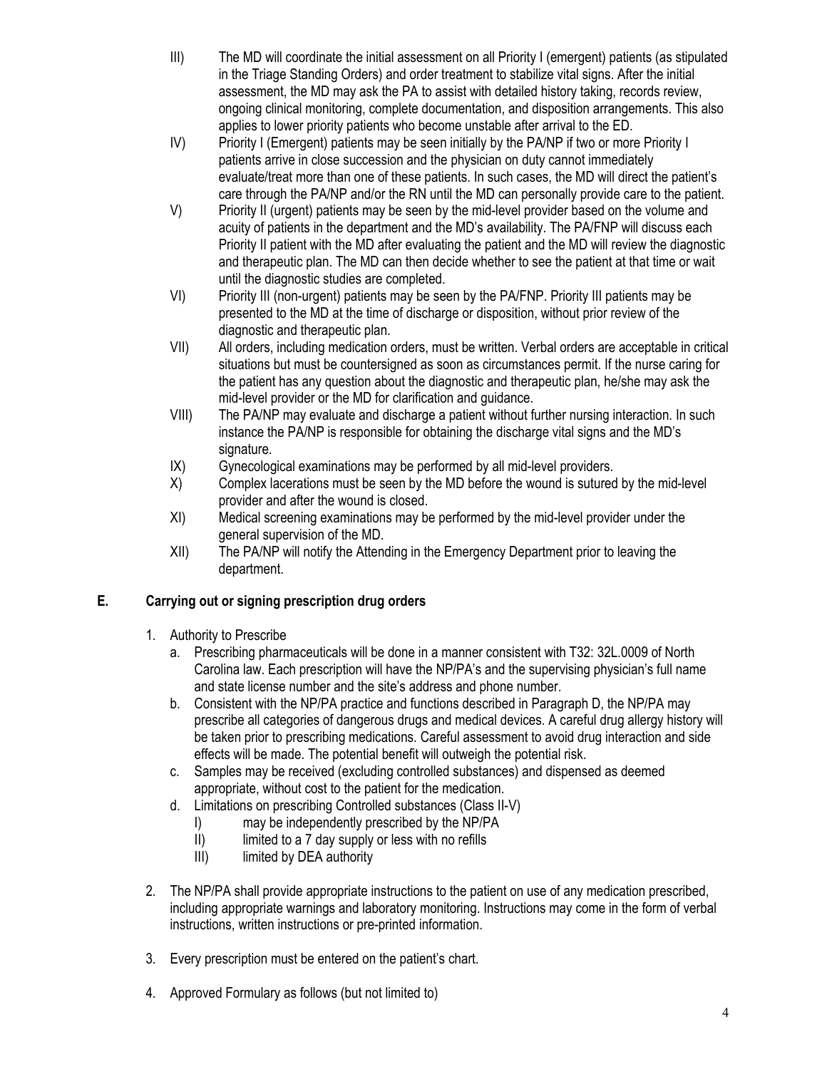III) The MD will coordinate the initial assessment on all Priority I (emergent) patients (as stipulated in the Triage Standing Orders) and order treatment to stabilize vital signs. After the initial assessment, the MD may ask the PA to assist with detailed history taking, records review, ongoing clinical monitoring, complete documentation, and disposition arrangements. This also applies to lower priority patients who become unstable after arrival to the ED.

IV) Priority I (Emergent) patients may be seen initially by the PA/NP if two or more Priority I patients arrive in close succession and the physician on duty cannot immediately evaluate/treat more than one of these patients. In such cases, the MD will direct the patient's care through the PA/NP and/or the RN until the MD can personally provide care to the patient.

V) Priority II (urgent) patients may be seen by the mid-level provider based on the volume and acuity of patients in the department and the MD's availability. The PA/FNP will discuss each Priority II patient with the MD after evaluating the patient and the MD will review the diagnostic and therapeutic plan. The MD can then decide whether to see the patient at that time or wait until the diagnostic studies are completed.

VI) Priority III (non-urgent) patients may be seen by the PA/FNP. Priority III patients may be presented to the MD at the time of discharge or disposition, without prior review of the diagnostic and therapeutic plan.

VII) All orders, including medication orders, must be written. Verbal orders are acceptable in critical situations but must be countersigned as soon as circumstances permit. If the nurse caring for the patient has any question about the diagnostic and therapeutic plan, he/she may ask the mid-level provider or the MD for clarification and guidance.

VIII) The PA/NP may evaluate and discharge a patient without further nursing interaction. In such instance the PA/NP is responsible for obtaining the discharge vital signs and the MD's signature.

IX) Gynecological examinations may be performed by all mid-level providers.

X) Complex lacerations must be seen by the MD before the wound is sutured by the mid-level provider and after the wound is closed.

XI) Medical screening examinations may be performed by the mid-level provider under the general supervision of the MD.

XII) The PA/NP will notify the Attending in the Emergency Department prior to leaving the department.

## E. Carrying out or signing prescription drug orders

1. Authority to Prescribe
   a. Prescribing pharmaceuticals will be done in a manner consistent with T32: 32L.0009 of North Carolina law. Each prescription will have the NP/PA's and the supervising physician's full name and state license number and the site's address and phone number.
   b. Consistent with the NP/PA practice and functions described in Paragraph D, the NP/PA may prescribe all categories of dangerous drugs and medical devices. A careful drug allergy history will be taken prior to prescribing medications. Careful assessment to avoid drug interaction and side effects will be made. The potential benefit will outweigh the potential risk.
   c. Samples may be received (excluding controlled substances) and dispensed as deemed appropriate, without cost to the patient for the medication.
   d. Limitations on prescribing Controlled substances (Class II-V)
      I) may be independently prescribed by the NP/PA
      II) limited to a 7 day supply or less with no refills
      III) limited by DEA authority

2. The NP/PA shall provide appropriate instructions to the patient on use of any medication prescribed, including appropriate warnings and laboratory monitoring. Instructions may come in the form of verbal instructions, written instructions or pre-printed information.

3. Every prescription must be entered on the patient's chart.

4. Approved Formulary as follows (but not limited to)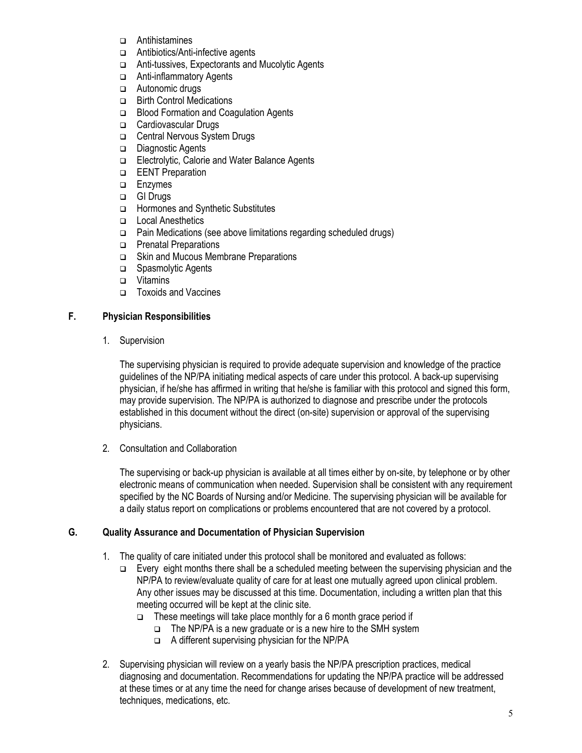- Antihistamines
- Antibiotics/Anti-infective agents
- Anti-tussives, Expectorants and Mucolytic Agents
- Anti-inflammatory Agents
- Autonomic drugs
- Birth Control Medications
- Blood Formation and Coagulation Agents
- Cardiovascular Drugs
- Central Nervous System Drugs
- Diagnostic Agents
- Electrolytic, Calorie and Water Balance Agents
- EENT Preparation
- Enzymes
- GI Drugs
- Hormones and Synthetic Substitutes
- Local Anesthetics
- Pain Medications (see above limitations regarding scheduled drugs)
- Prenatal Preparations
- Skin and Mucous Membrane Preparations
- Spasmolytic Agents
- Vitamins
- Toxoids and Vaccines

## F. Physician Responsibilities

1. Supervision

   The supervising physician is required to provide adequate supervision and knowledge of the practice guidelines of the NP/PA initiating medical aspects of care under this protocol. A back-up supervising physician, if he/she has affirmed in writing that he/she is familiar with this protocol and signed this form, may provide supervision. The NP/PA is authorized to diagnose and prescribe under the protocols established in this document without the direct (on-site) supervision or approval of the supervising physicians.

2. Consultation and Collaboration

   The supervising or back-up physician is available at all times either by on-site, by telephone or by other electronic means of communication when needed. Supervision shall be consistent with any requirement specified by the NC Boards of Nursing and/or Medicine. The supervising physician will be available for a daily status report on complications or problems encountered that are not covered by a protocol.

## G. Quality Assurance and Documentation of Physician Supervision

1. The quality of care initiated under this protocol shall be monitored and evaluated as follows:
   - Every eight months there shall be a scheduled meeting between the supervising physician and the NP/PA to review/evaluate quality of care for at least one mutually agreed upon clinical problem. Any other issues may be discussed at this time. Documentation, including a written plan that this meeting occurred will be kept at the clinic site.
     - These meetings will take place monthly for a 6 month grace period if
       - The NP/PA is a new graduate or is a new hire to the SMH system
       - A different supervising physician for the NP/PA

2. Supervising physician will review on a yearly basis the NP/PA prescription practices, medical diagnosing and documentation. Recommendations for updating the NP/PA practice will be addressed at these times or at any time the need for change arises because of development of new treatment, techniques, medications, etc.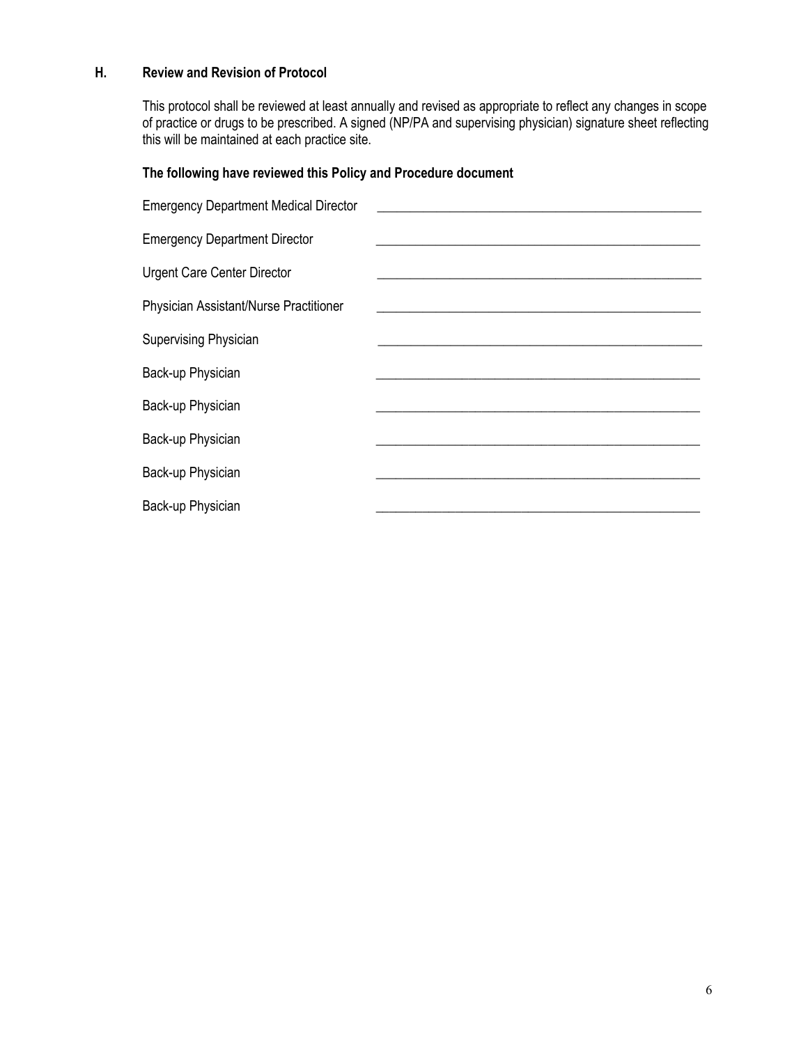## H. Review and Revision of Protocol

This protocol shall be reviewed at least annually and revised as appropriate to reflect any changes in scope of practice or drugs to be prescribed. A signed (NP/PA and supervising physician) signature sheet reflecting this will be maintained at each practice site.

**The following have reviewed this Policy and Procedure document**

Emergency Department Medical Director ____________________________________________

Emergency Department Director ____________________________________________

Urgent Care Center Director ____________________________________________

Physician Assistant/Nurse Practitioner ____________________________________________

Supervising Physician ____________________________________________

Back-up Physician ____________________________________________

Back-up Physician ____________________________________________

Back-up Physician ____________________________________________

Back-up Physician ____________________________________________

Back-up Physician ____________________________________________